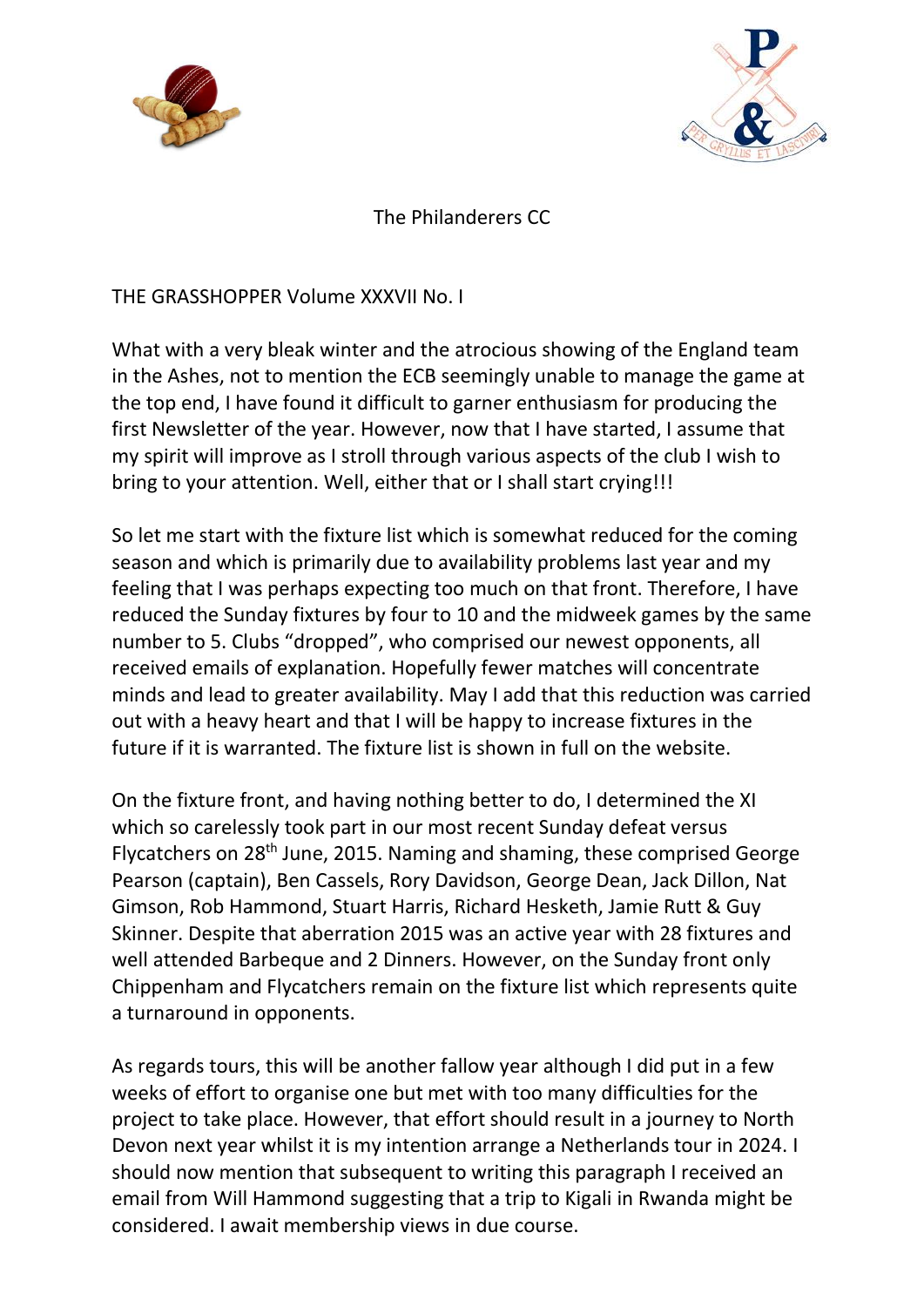The Philanderers CC

THE GRASSHOPPER Volume XXXVII No. I

What with a very bleak winter and the atrocious showing of the England team in the Ashes, not to mention the ECB seemingly unable to manage the game at the top end, I have found it difficult to garner enthusiasm for producing the first Newsletter of the year. However, now that I have started, I assume that my spirit will improve as I stroll through various aspects of the club I wish to bring to your attention. Well, either that or I shall start crying!!!

So let me start with the fixture list which is somewhat reduced for the coming season and which is primarily due to availability problems last year and my feeling that I was perhaps expecting too much on that front. Therefore, I have reduced the Sunday fixtures by four to 10 and the midweek games by the same number to 5. Clubs "dropped", who comprised our newest opponents, all received emails of explanation. Hopefully fewer matches will concentrate minds and lead to greater availability. May I add that this reduction was carried out with a heavy heart and that I will be happy to increase fixtures in the future if it is warranted. The fixture list is shown in full on the website.

On the fixture front, and having nothing better to do, I determined the XI which so carelessly took part in our most recent Sunday defeat versus Flycatchers on 28th June, 2015. Naming and shaming, these comprised George Pearson (captain), Ben Cassels, Rory Davidson, George Dean, Jack Dillon, Nat Gimson, Rob Hammond, Stuart Harris, Richard Hesketh, Jamie Rutt & Guy Skinner. Despite that aberration 2015 was an active year with 28 fixtures and well attended Barbeque and 2 Dinners. However, on the Sunday front only Chippenham and Flycatchers remain on the fixture list which represents quite a turnaround in opponents.

As regards tours, this will be another fallow year although I did put in a few weeks of effort to organise one but met with too many difficulties for the project to take place. However, that effort should result in a journey to North Devon next year whilst it is my intention arrange a Netherlands tour in 2024. I should now mention that subsequent to writing this paragraph I received an email from Will Hammond suggesting that a trip to Kigali in Rwanda might be considered. I await membership views in due course.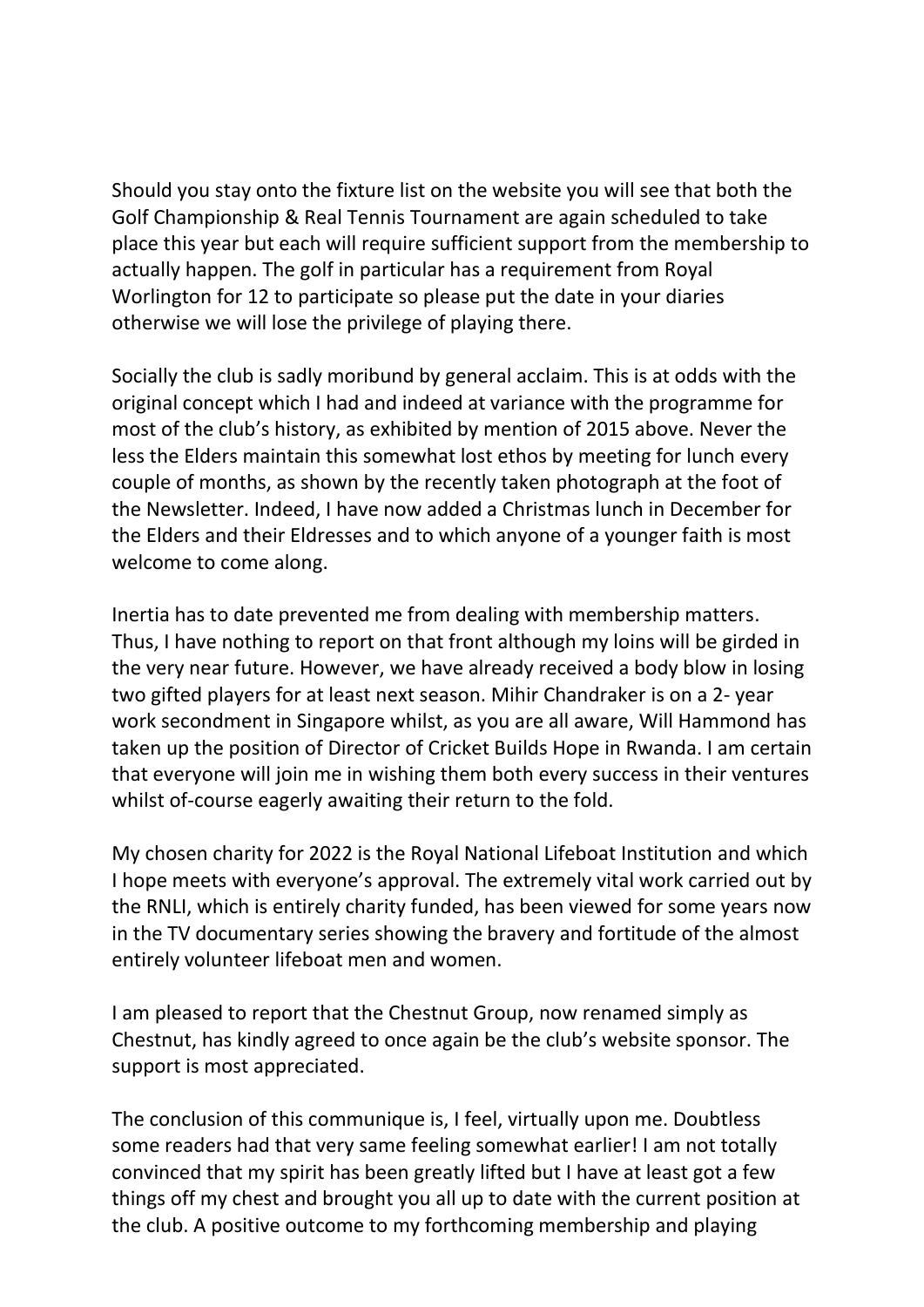Should you stay onto the fixture list on the website you will see that both the Golf Championship & Real Tennis Tournament are again scheduled to take place this year but each will require sufficient support from the membership to actually happen. The golf in particular has a requirement from Royal Worlington for 12 to participate so please put the date in your diaries otherwise we will lose the privilege of playing there.

Socially the club is sadly moribund by general acclaim. This is at odds with the original concept which I had and indeed at variance with the programme for most of the club's history, as exhibited by mention of 2015 above. Never the less the Elders maintain this somewhat lost ethos by meeting for lunch every couple of months, as shown by the recently taken photograph at the foot of the Newsletter. Indeed, I have now added a Christmas lunch in December for the Elders and their Eldresses and to which anyone of a younger faith is most welcome to come along.

Inertia has to date prevented me from dealing with membership matters. Thus, I have nothing to report on that front although my loins will be girded in the very near future. However, we have already received a body blow in losing two gifted players for at least next season. Mihir Chandraker is on a 2- year work secondment in Singapore whilst, as you are all aware, Will Hammond has taken up the position of Director of Cricket Builds Hope in Rwanda. I am certain that everyone will join me in wishing them both every success in their ventures whilst of-course eagerly awaiting their return to the fold.

My chosen charity for 2022 is the Royal National Lifeboat Institution and which I hope meets with everyone's approval. The extremely vital work carried out by the RNLI, which is entirely charity funded, has been viewed for some years now in the TV documentary series showing the bravery and fortitude of the almost entirely volunteer lifeboat men and women.

I am pleased to report that the Chestnut Group, now renamed simply as Chestnut, has kindly agreed to once again be the club's website sponsor. The support is most appreciated.

The conclusion of this communique is, I feel, virtually upon me. Doubtless some readers had that very same feeling somewhat earlier! I am not totally convinced that my spirit has been greatly lifted but I have at least got a few things off my chest and brought you all up to date with the current position at the club. A positive outcome to my forthcoming membership and playing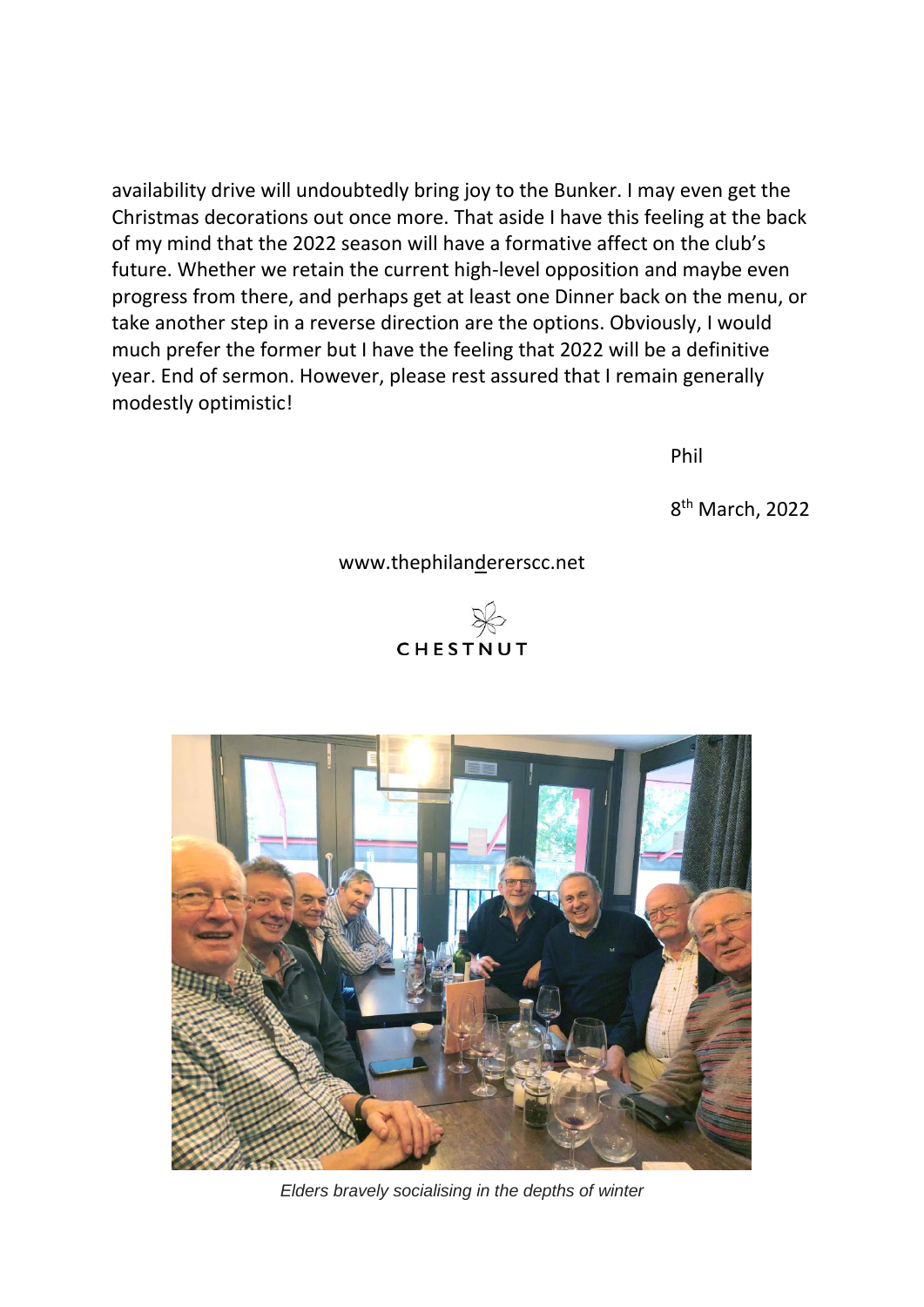availability drive will undoubtedly bring joy to the Bunker. I may even get the Christmas decorations out once more. That aside I have this feeling at the back of my mind that the 2022 season will have a formative affect on the club's future. Whether we retain the current high-level opposition and maybe even progress from there, and perhaps get at least one Dinner back on the menu, or take another step in a reverse direction are the options. Obviously, I would much prefer the former but I have the feeling that 2022 will be a definitive year. End of sermon. However, please rest assured that I remain generally modestly optimistic!

Phil

8th March, 2022

www.thephilandererscc.net

CHESTNUT

*Elders bravely socialising in the depths of winter*